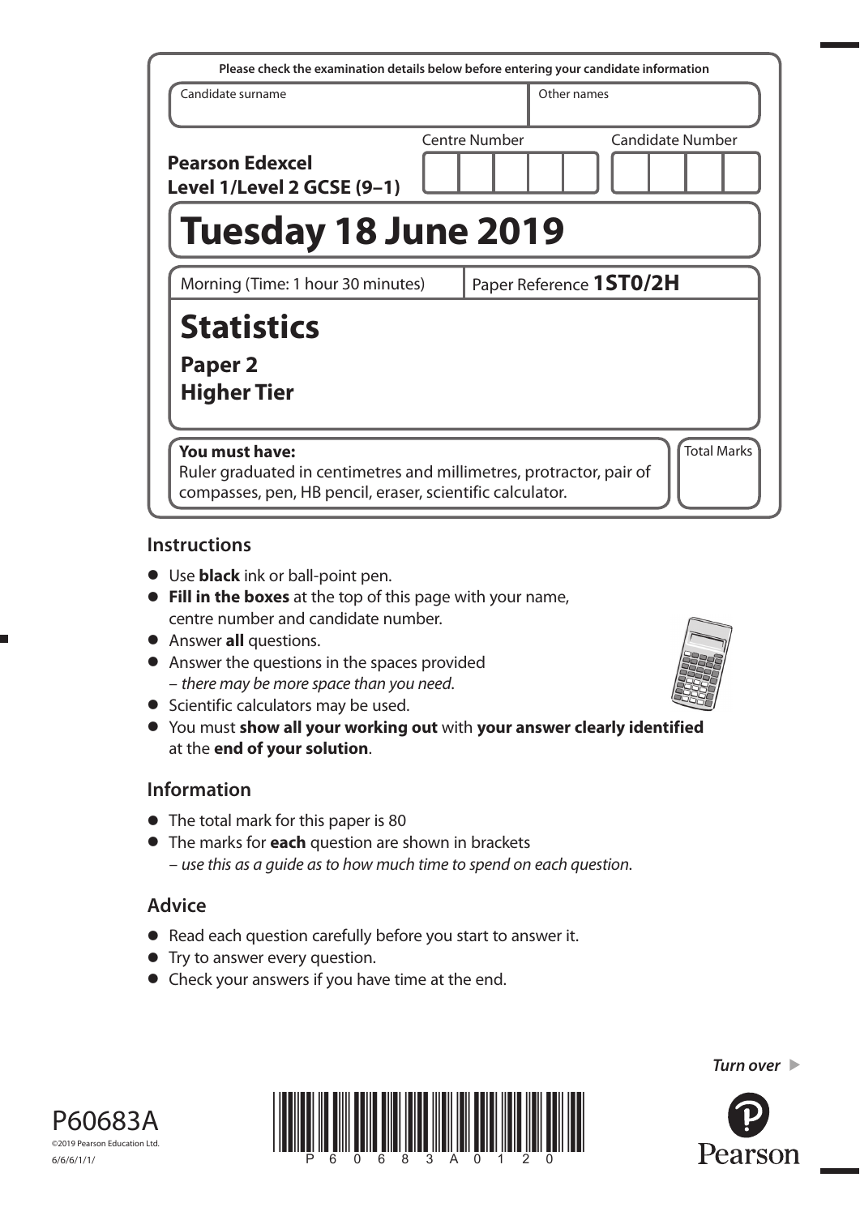Please check the examination details below before entering your candidate information

| Candidate surname | Other names |
|---|---|
| | |

**Pearson Edexcel Level 1/Level 2 GCSE (9–1)**

Centre Number | Candidate Number

# Tuesday 18 June 2019

Morning (Time: 1 hour 30 minutes) | Paper Reference **1ST0/2H**

# Statistics

## Paper 2
## Higher Tier

**You must have:**
Ruler graduated in centimetres and millimetres, protractor, pair of compasses, pen, HB pencil, eraser, scientific calculator.

Total Marks

## Instructions

- Use **black** ink or ball-point pen.
- **Fill in the boxes** at the top of this page with your name, centre number and candidate number.
- Answer **all** questions.
- Answer the questions in the spaces provided – *there may be more space than you need*.
- Scientific calculators may be used.
- You must **show all your working out** with **your answer clearly identified** at the **end of your solution**.

## Information

- The total mark for this paper is 80
- The marks for **each** question are shown in brackets – *use this as a guide as to how much time to spend on each question*.

## Advice

- Read each question carefully before you start to answer it.
- Try to answer every question.
- Check your answers if you have time at the end.

*Turn over*

P60683A
©2019 Pearson Education Ltd.
6/6/6/1/1/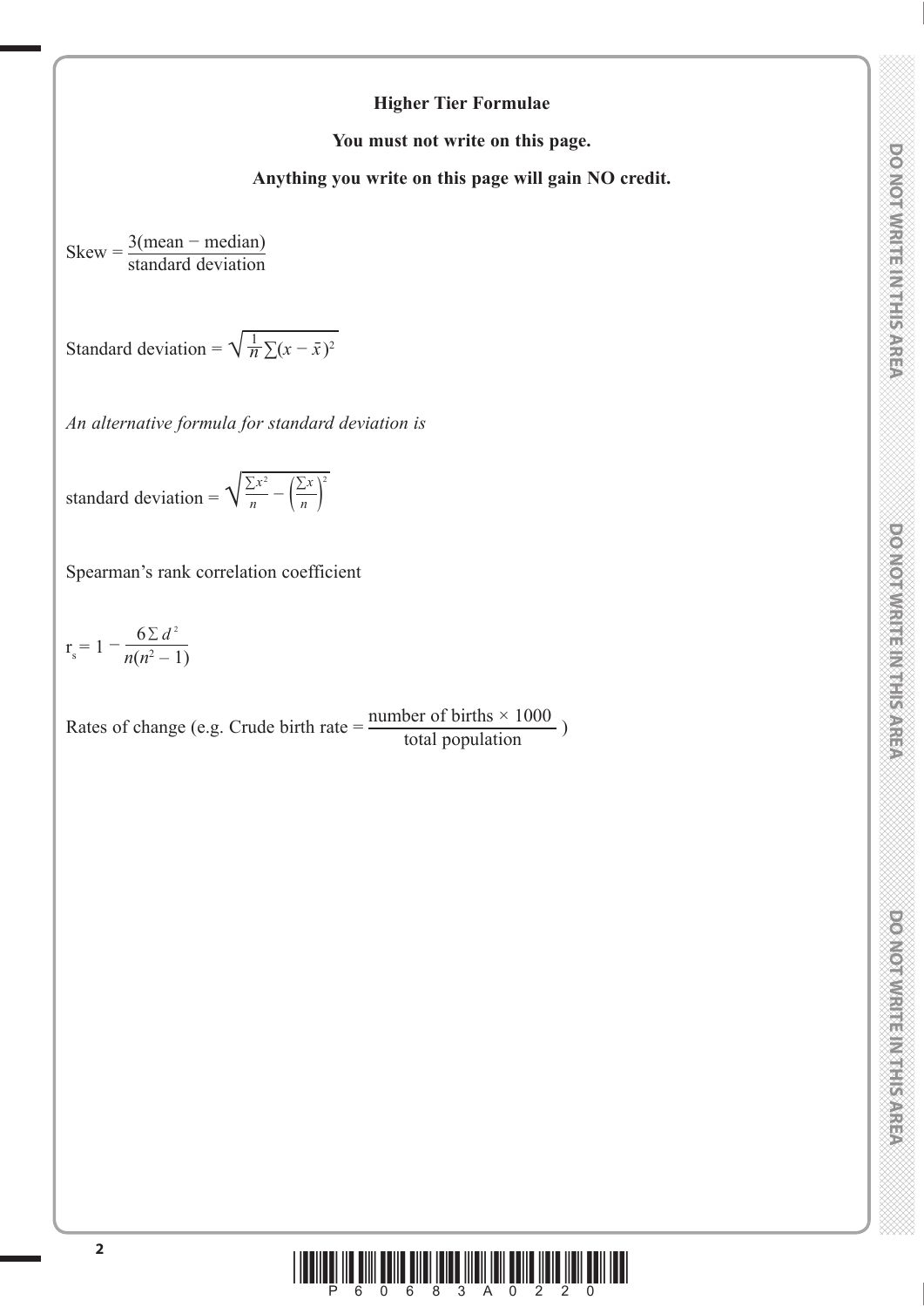## Higher Tier Formulae

**You must not write on this page.**

**Anything you write on this page will gain NO credit.**

$$\text{Skew} = \frac{3(\text{mean} - \text{median})}{\text{standard deviation}}$$

$$\text{Standard deviation} = \sqrt{\frac{1}{n}\sum(x - \bar{x})^2}$$

*An alternative formula for standard deviation is*

$$\text{standard deviation} = \sqrt{\frac{\sum x^2}{n} - \left(\frac{\sum x}{n}\right)^2}$$

Spearman's rank correlation coefficient

$$r_s = 1 - \frac{6\sum d^2}{n(n^2 - 1)}$$

Rates of change (e.g. Crude birth rate = $\frac{\text{number of births} \times 1000}{\text{total population}}$ )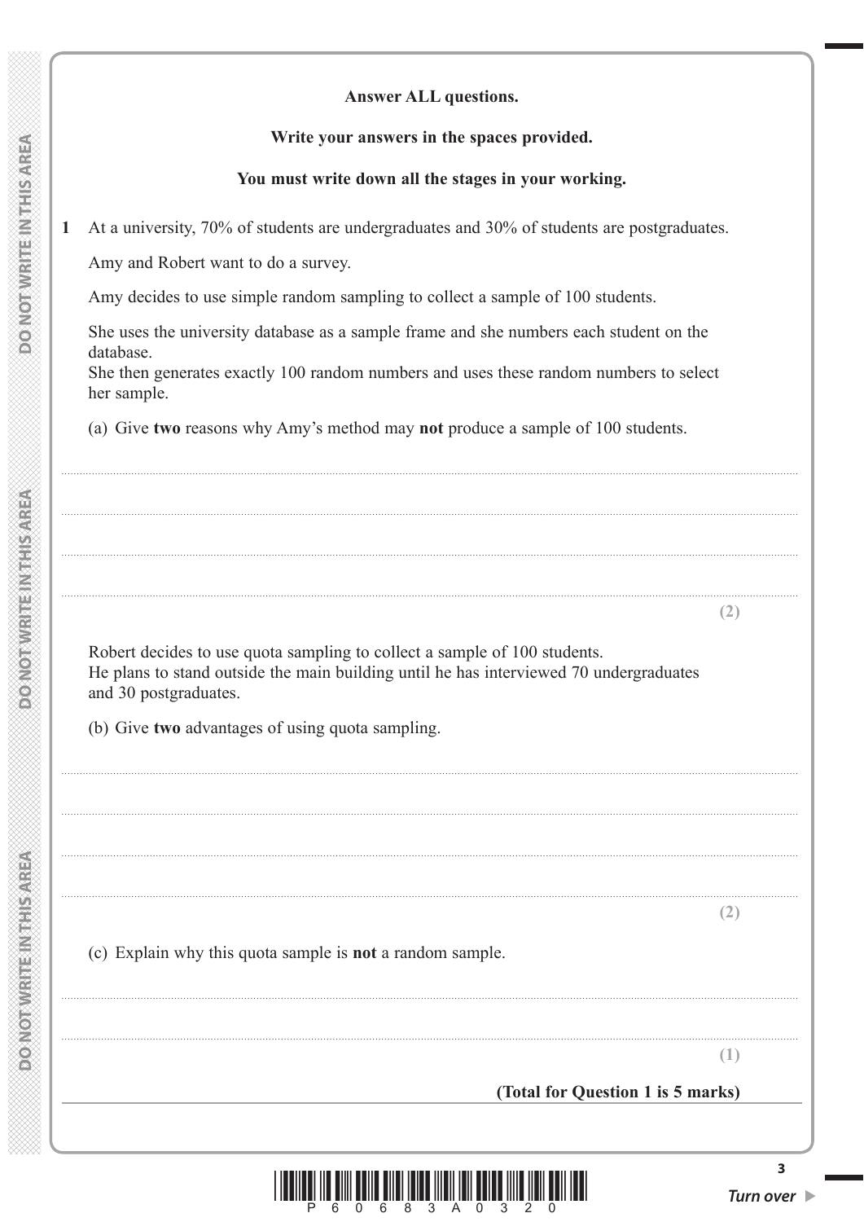**Answer ALL questions.**

**Write your answers in the spaces provided.**

**You must write down all the stages in your working.**

**1** At a university, 70% of students are undergraduates and 30% of students are postgraduates.

Amy and Robert want to do a survey.

Amy decides to use simple random sampling to collect a sample of 100 students.

She uses the university database as a sample frame and she numbers each student on the database.
She then generates exactly 100 random numbers and uses these random numbers to select her sample.

(a) Give **two** reasons why Amy's method may **not** produce a sample of 100 students.

**(2)**

Robert decides to use quota sampling to collect a sample of 100 students.
He plans to stand outside the main building until he has interviewed 70 undergraduates and 30 postgraduates.

(b) Give **two** advantages of using quota sampling.

**(2)**

(c) Explain why this quota sample is **not** a random sample.

**(1)**

**(Total for Question 1 is 5 marks)**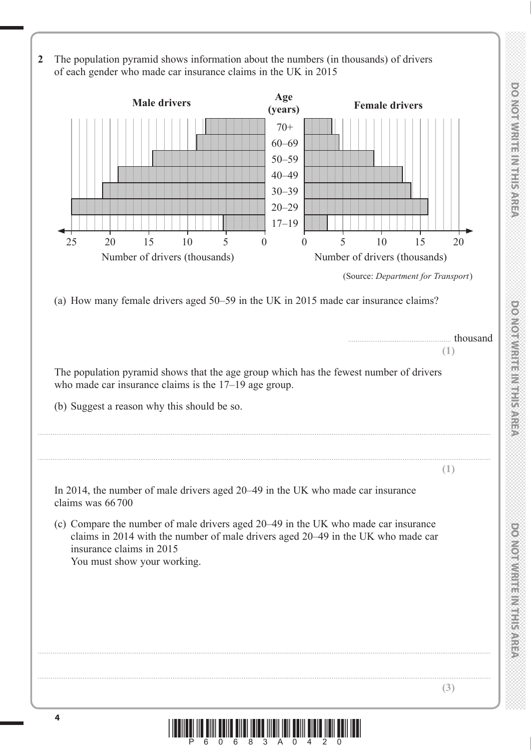**2** The population pyramid shows information about the numbers (in thousands) of drivers of each gender who made car insurance claims in the UK in 2015

(Source: *Department for Transport*)

(a) How many female drivers aged 50–59 in the UK in 2015 made car insurance claims?

.................................................... thousand

**(1)**

The population pyramid shows that the age group which has the fewest number of drivers who made car insurance claims is the 17–19 age group.

(b) Suggest a reason why this should be so.

..........................................................................................................................................

..........................................................................................................................................

**(1)**

In 2014, the number of male drivers aged 20–49 in the UK who made car insurance claims was 66 700

(c) Compare the number of male drivers aged 20–49 in the UK who made car insurance claims in 2014 with the number of male drivers aged 20–49 in the UK who made car insurance claims in 2015

You must show your working.

..........................................................................................................................................

..........................................................................................................................................

**(3)**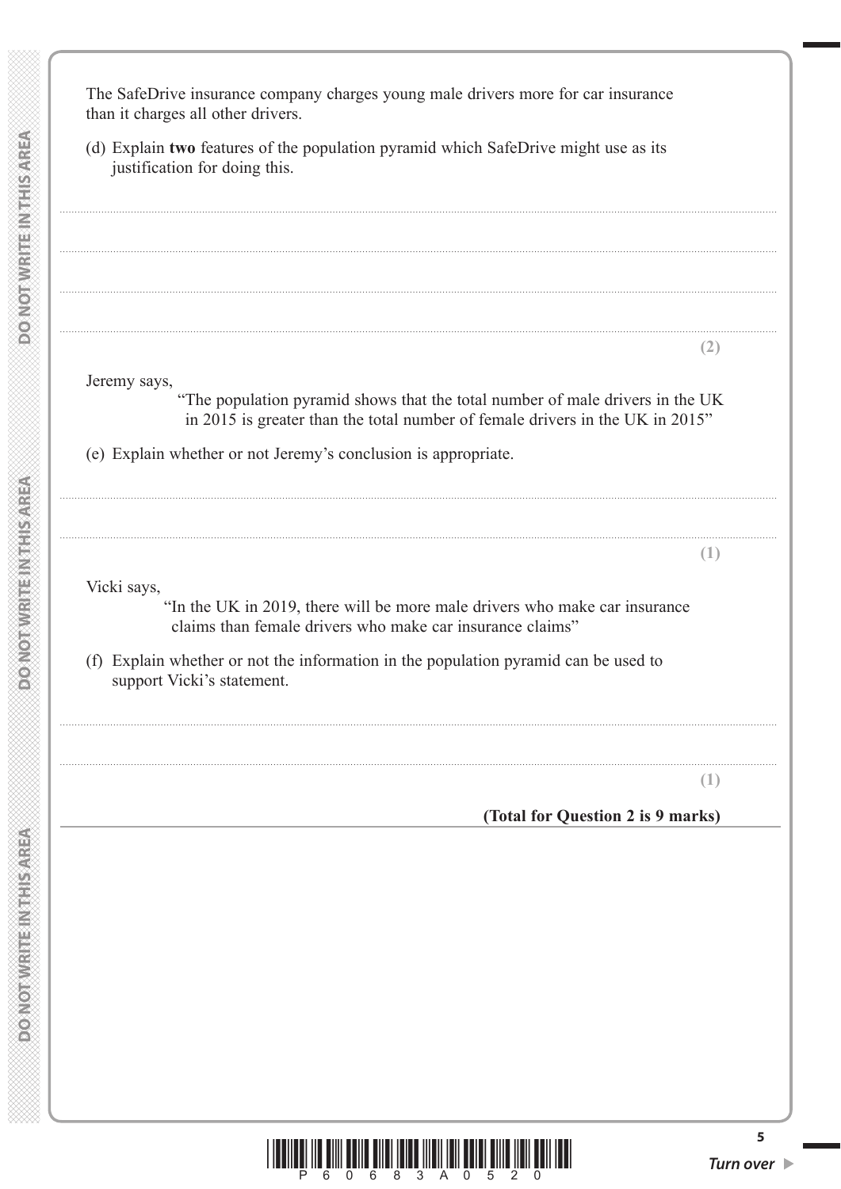The SafeDrive insurance company charges young male drivers more for car insurance than it charges all other drivers.

(d) Explain **two** features of the population pyramid which SafeDrive might use as its justification for doing this.

..................................................................................................................................................

..................................................................................................................................................

..................................................................................................................................................

..................................................................................................................................................

**(2)**

Jeremy says,

"The population pyramid shows that the total number of male drivers in the UK in 2015 is greater than the total number of female drivers in the UK in 2015"

(e) Explain whether or not Jeremy's conclusion is appropriate.

..................................................................................................................................................

..................................................................................................................................................

**(1)**

Vicki says,

"In the UK in 2019, there will be more male drivers who make car insurance claims than female drivers who make car insurance claims"

(f) Explain whether or not the information in the population pyramid can be used to support Vicki's statement.

..................................................................................................................................................

..................................................................................................................................................

**(1)**

**(Total for Question 2 is 9 marks)**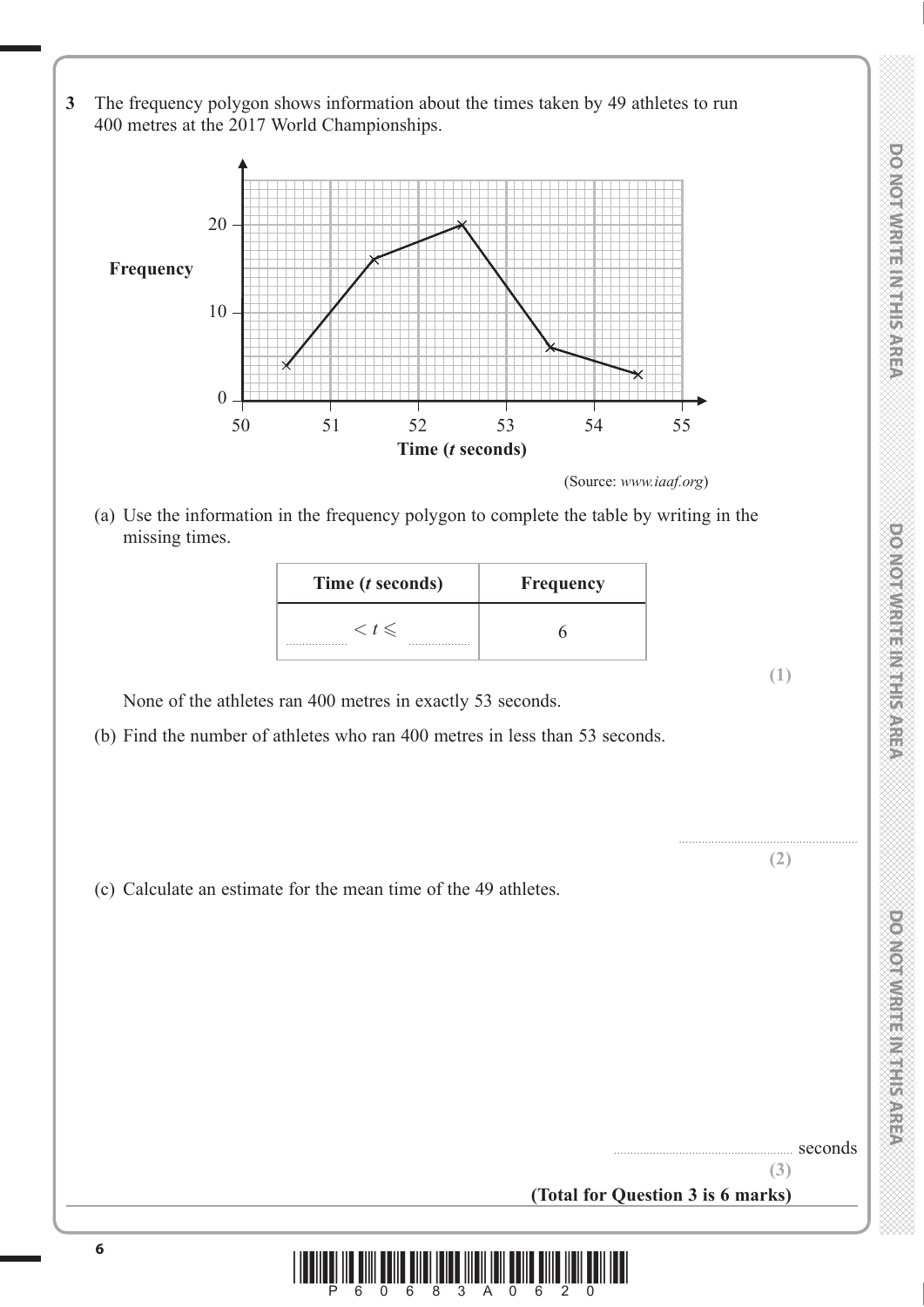**3** The frequency polygon shows information about the times taken by 49 athletes to run 400 metres at the 2017 World Championships.

(Source: *www.iaaf.org*)

(a) Use the information in the frequency polygon to complete the table by writing in the missing times.

| Time ($t$ seconds) | Frequency |
|---|---|
| ........ $< t \leqslant$ ........ | 6 |

**(1)**

None of the athletes ran 400 metres in exactly 53 seconds.

(b) Find the number of athletes who ran 400 metres in less than 53 seconds.

..............................................

**(2)**

(c) Calculate an estimate for the mean time of the 49 athletes.

.............................................. seconds

**(3)**

**(Total for Question 3 is 6 marks)**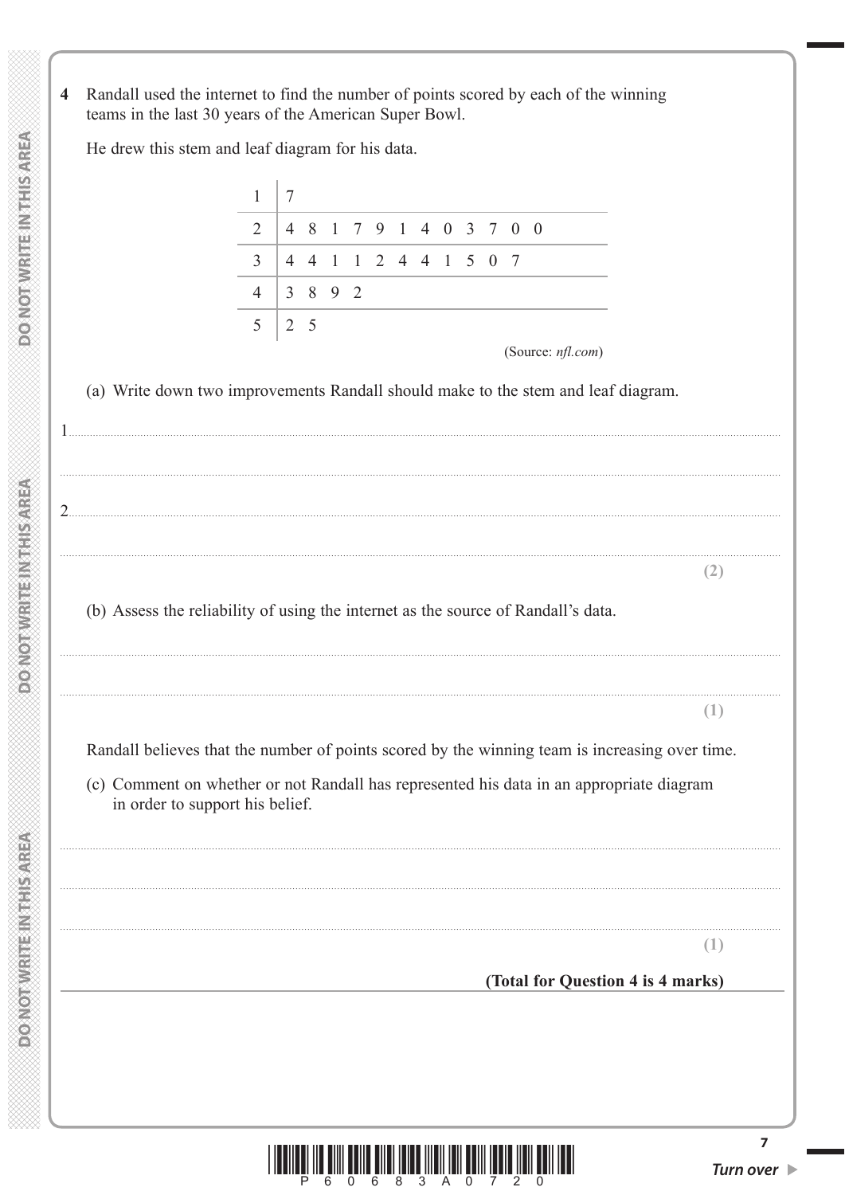**4** Randall used the internet to find the number of points scored by each of the winning teams in the last 30 years of the American Super Bowl.

He drew this stem and leaf diagram for his data.

| | |
|---|---|
| 1 | 7 |
| 2 | 4 8 1 7 9 1 4 0 3 7 0 0 |
| 3 | 4 4 1 1 2 4 4 1 5 0 7 |
| 4 | 3 8 9 2 |
| 5 | 2 5 |

(Source: *nfl.com*)

(a) Write down two improvements Randall should make to the stem and leaf diagram.

1..................................................................................................................................................

..................................................................................................................................................

2..................................................................................................................................................

..................................................................................................................................................

**(2)**

(b) Assess the reliability of using the internet as the source of Randall's data.

..................................................................................................................................................

..................................................................................................................................................

**(1)**

Randall believes that the number of points scored by the winning team is increasing over time.

(c) Comment on whether or not Randall has represented his data in an appropriate diagram in order to support his belief.

..................................................................................................................................................

..................................................................................................................................................

..................................................................................................................................................

**(1)**

**(Total for Question 4 is 4 marks)**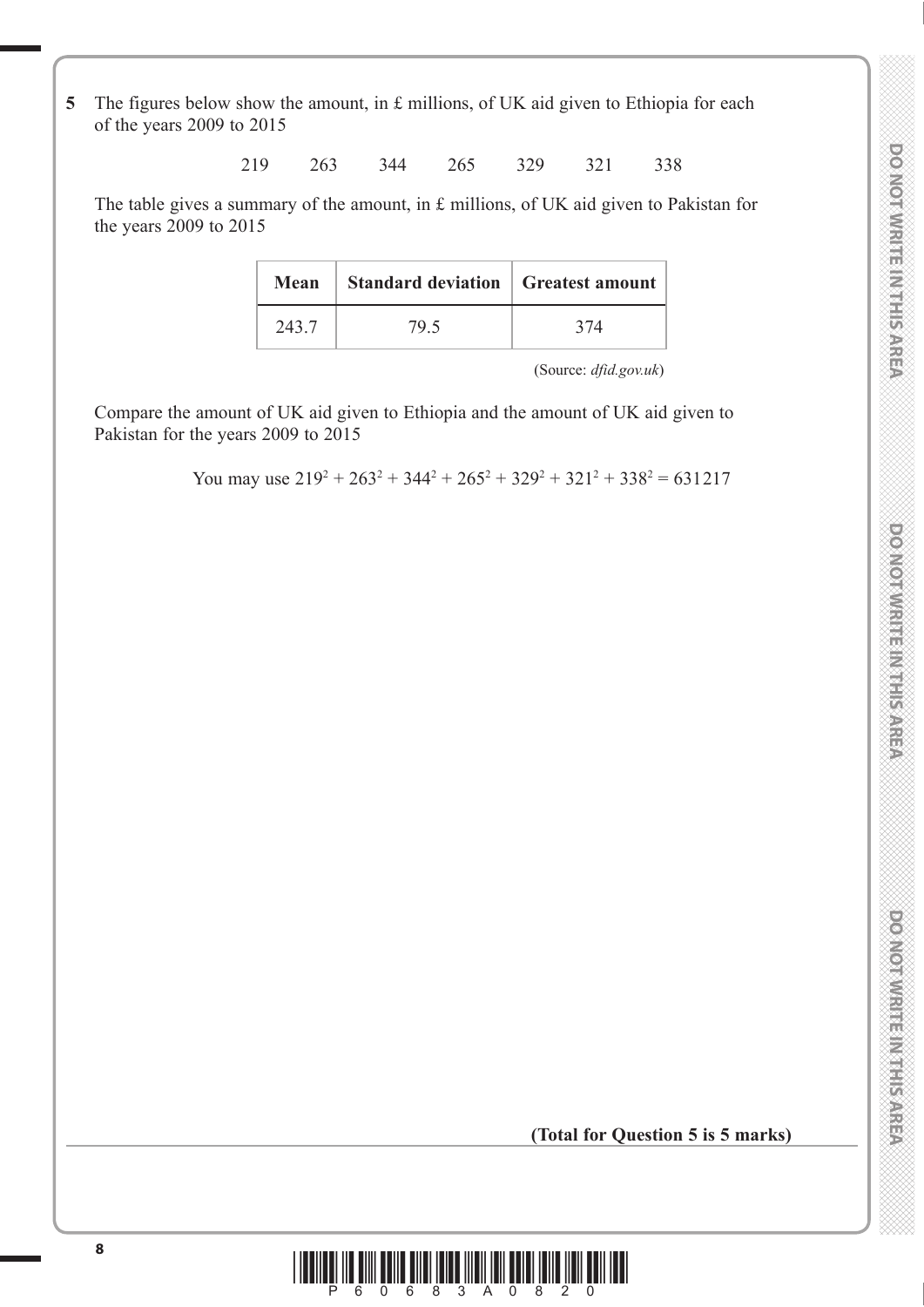**5** The figures below show the amount, in £ millions, of UK aid given to Ethiopia for each of the years 2009 to 2015

219 263 344 265 329 321 338

The table gives a summary of the amount, in £ millions, of UK aid given to Pakistan for the years 2009 to 2015

| Mean | Standard deviation | Greatest amount |
|---|---|---|
| 243.7 | 79.5 | 374 |

(Source: *dfid.gov.uk*)

Compare the amount of UK aid given to Ethiopia and the amount of UK aid given to Pakistan for the years 2009 to 2015

You may use $219^2 + 263^2 + 344^2 + 265^2 + 329^2 + 321^2 + 338^2 = 631217$

**(Total for Question 5 is 5 marks)**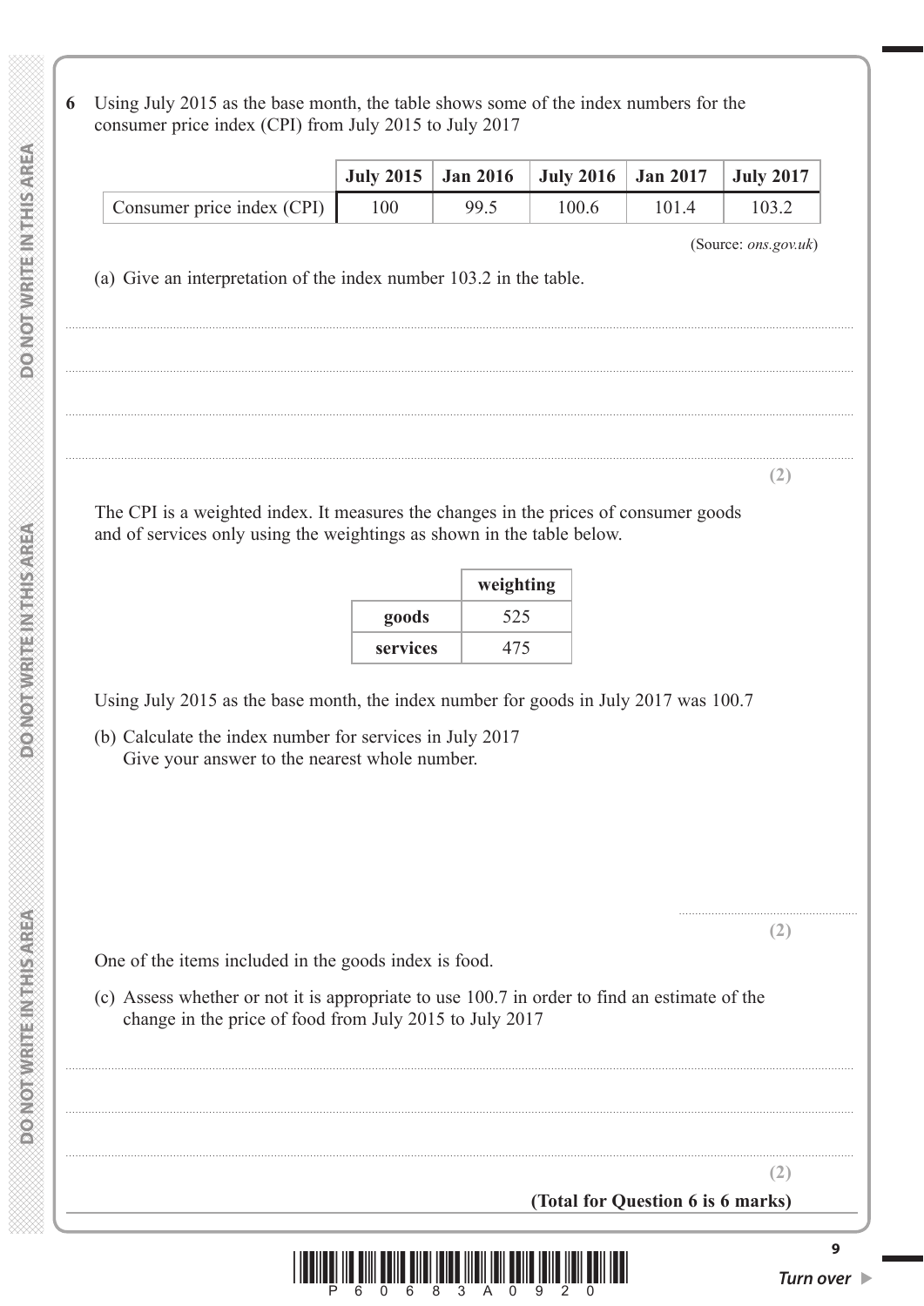**6** Using July 2015 as the base month, the table shows some of the index numbers for the consumer price index (CPI) from July 2015 to July 2017

| | July 2015 | Jan 2016 | July 2016 | Jan 2017 | July 2017 |
|---|---|---|---|---|---|
| Consumer price index (CPI) | 100 | 99.5 | 100.6 | 101.4 | 103.2 |

(Source: *ons.gov.uk*)

(a) Give an interpretation of the index number 103.2 in the table.

..........................................................................................................................................

..........................................................................................................................................

..........................................................................................................................................

..........................................................................................................................................

**(2)**

The CPI is a weighted index. It measures the changes in the prices of consumer goods and of services only using the weightings as shown in the table below.

| | weighting |
|---|---|
| goods | 525 |
| services | 475 |

Using July 2015 as the base month, the index number for goods in July 2017 was 100.7

(b) Calculate the index number for services in July 2017
Give your answer to the nearest whole number.

..........................................................

**(2)**

One of the items included in the goods index is food.

(c) Assess whether or not it is appropriate to use 100.7 in order to find an estimate of the change in the price of food from July 2015 to July 2017

..........................................................................................................................................

..........................................................................................................................................

..........................................................................................................................................

**(2)**

**(Total for Question 6 is 6 marks)**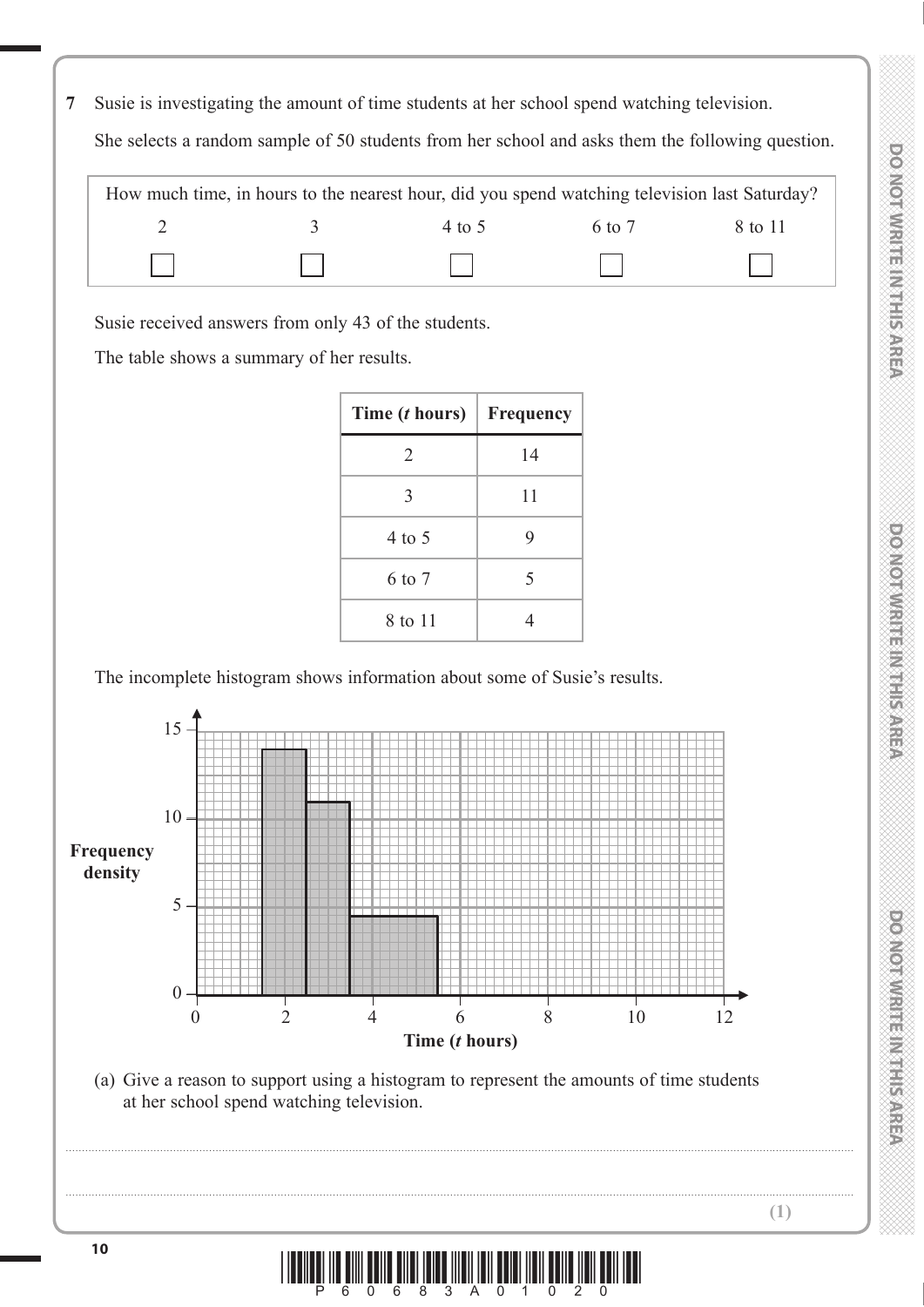**7** Susie is investigating the amount of time students at her school spend watching television.

She selects a random sample of 50 students from her school and asks them the following question.

| How much time, in hours to the nearest hour, did you spend watching television last Saturday? | | | | |
|---|---|---|---|---|
| 2 | 3 | 4 to 5 | 6 to 7 | 8 to 11 |
| ☐ | ☐ | ☐ | ☐ | ☐ |

Susie received answers from only 43 of the students.

The table shows a summary of her results.

| Time (*t* hours) | Frequency |
|---|---|
| 2 | 14 |
| 3 | 11 |
| 4 to 5 | 9 |
| 6 to 7 | 5 |
| 8 to 11 | 4 |

The incomplete histogram shows information about some of Susie's results.

(a) Give a reason to support using a histogram to represent the amounts of time students at her school spend watching television.

..............................................................................................................................................................................................................

..............................................................................................................................................................................................................

**(1)**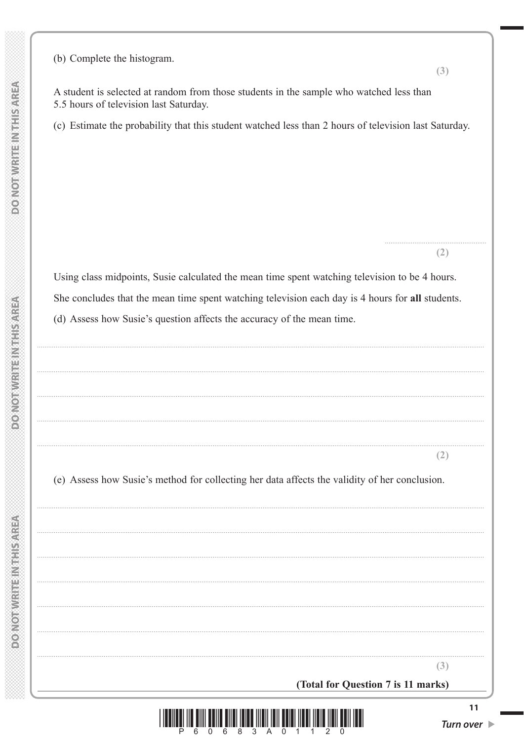(b) Complete the histogram.

**(3)**

A student is selected at random from those students in the sample who watched less than 5.5 hours of television last Saturday.

(c) Estimate the probability that this student watched less than 2 hours of television last Saturday.

..............................

**(2)**

Using class midpoints, Susie calculated the mean time spent watching television to be 4 hours.

She concludes that the mean time spent watching television each day is 4 hours for **all** students.

(d) Assess how Susie's question affects the accuracy of the mean time.

..............................

..............................

..............................

..............................

..............................

**(2)**

(e) Assess how Susie's method for collecting her data affects the validity of her conclusion.

..............................

..............................

..............................

..............................

..............................

..............................

..............................

**(3)**

**(Total for Question 7 is 11 marks)**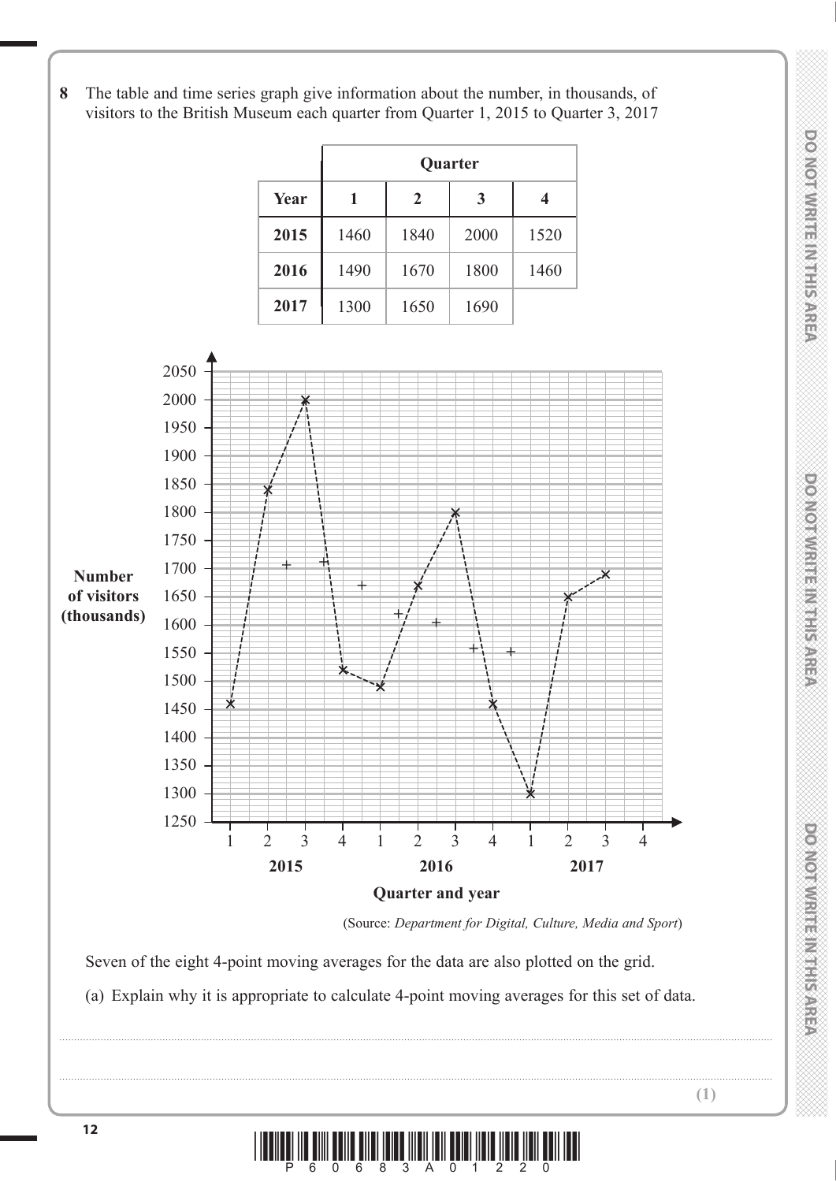**8** The table and time series graph give information about the number, in thousands, of visitors to the British Museum each quarter from Quarter 1, 2015 to Quarter 3, 2017

| | Quarter | | | |
|---|---|---|---|---|
| **Year** | **1** | **2** | **3** | **4** |
| **2015** | 1460 | 1840 | 2000 | 1520 |
| **2016** | 1490 | 1670 | 1800 | 1460 |
| **2017** | 1300 | 1650 | 1690 | |

(Source: *Department for Digital, Culture, Media and Sport*)

Seven of the eight 4-point moving averages for the data are also plotted on the grid.

(a) Explain why it is appropriate to calculate 4-point moving averages for this set of data.

......................................................................................................................................................

......................................................................................................................................................

**(1)**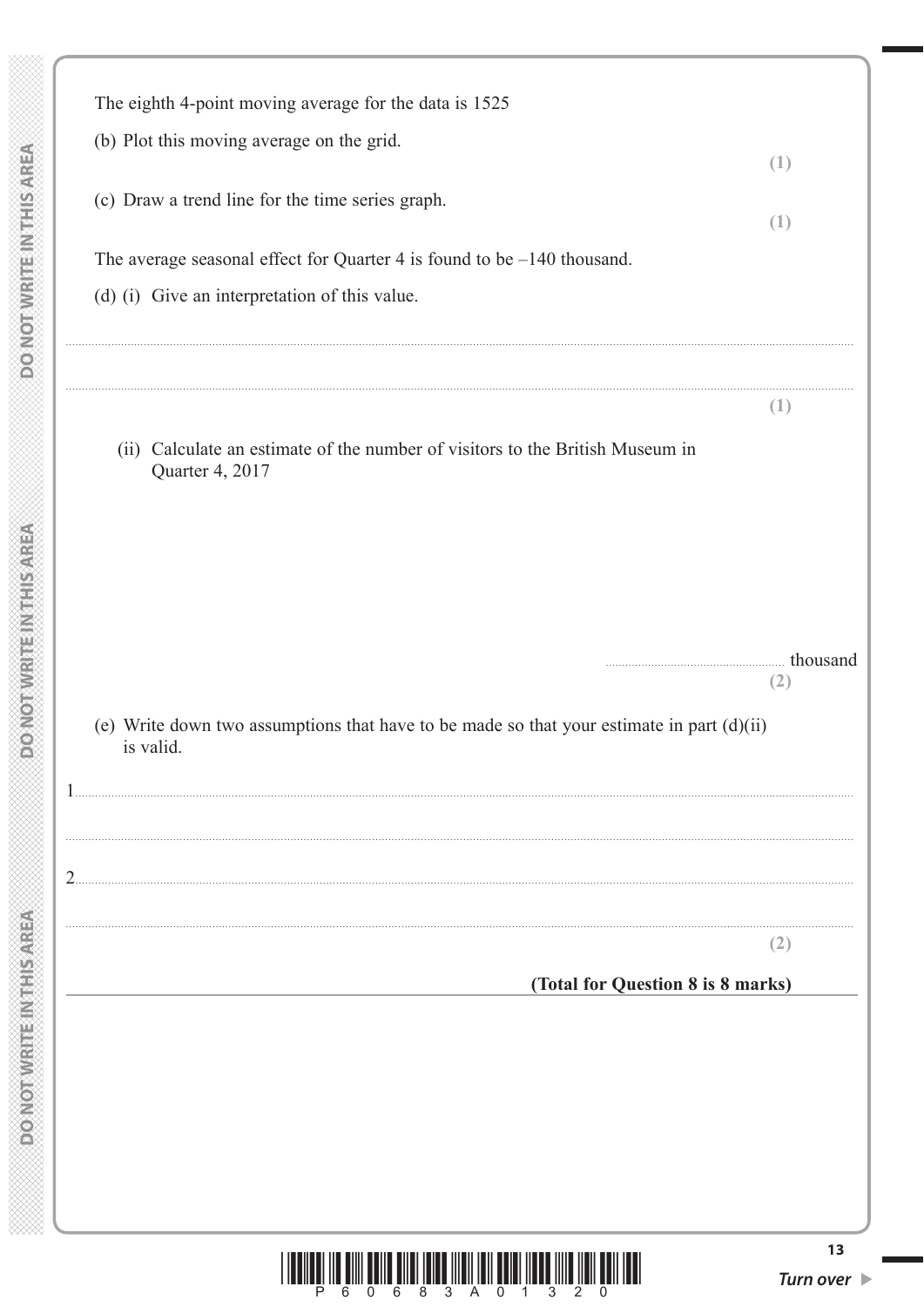The eighth 4-point moving average for the data is 1525

(b) Plot this moving average on the grid.

**(1)**

(c) Draw a trend line for the time series graph.

**(1)**

The average seasonal effect for Quarter 4 is found to be –140 thousand.

(d) (i) Give an interpretation of this value.

..............................................................................................................................................

..............................................................................................................................................

**(1)**

(ii) Calculate an estimate of the number of visitors to the British Museum in Quarter 4, 2017

.................................................... thousand

**(2)**

(e) Write down two assumptions that have to be made so that your estimate in part (d)(ii) is valid.

1..............................................................................................................................................

..............................................................................................................................................

2..............................................................................................................................................

..............................................................................................................................................

**(2)**

**(Total for Question 8 is 8 marks)**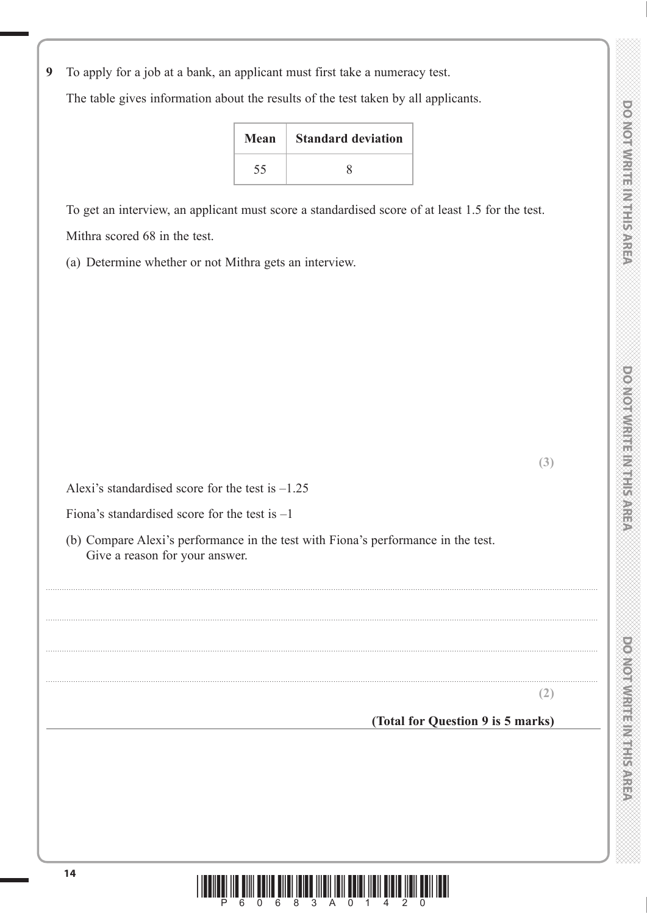**9** To apply for a job at a bank, an applicant must first take a numeracy test.

The table gives information about the results of the test taken by all applicants.

| Mean | Standard deviation |
|---|---|
| 55 | 8 |

To get an interview, an applicant must score a standardised score of at least 1.5 for the test.

Mithra scored 68 in the test.

(a) Determine whether or not Mithra gets an interview.

**(3)**

Alexi's standardised score for the test is –1.25

Fiona's standardised score for the test is –1

(b) Compare Alexi's performance in the test with Fiona's performance in the test.
Give a reason for your answer.

..................................................................................................................................................................................................................

..................................................................................................................................................................................................................

..................................................................................................................................................................................................................

..................................................................................................................................................................................................................

**(2)**

**(Total for Question 9 is 5 marks)**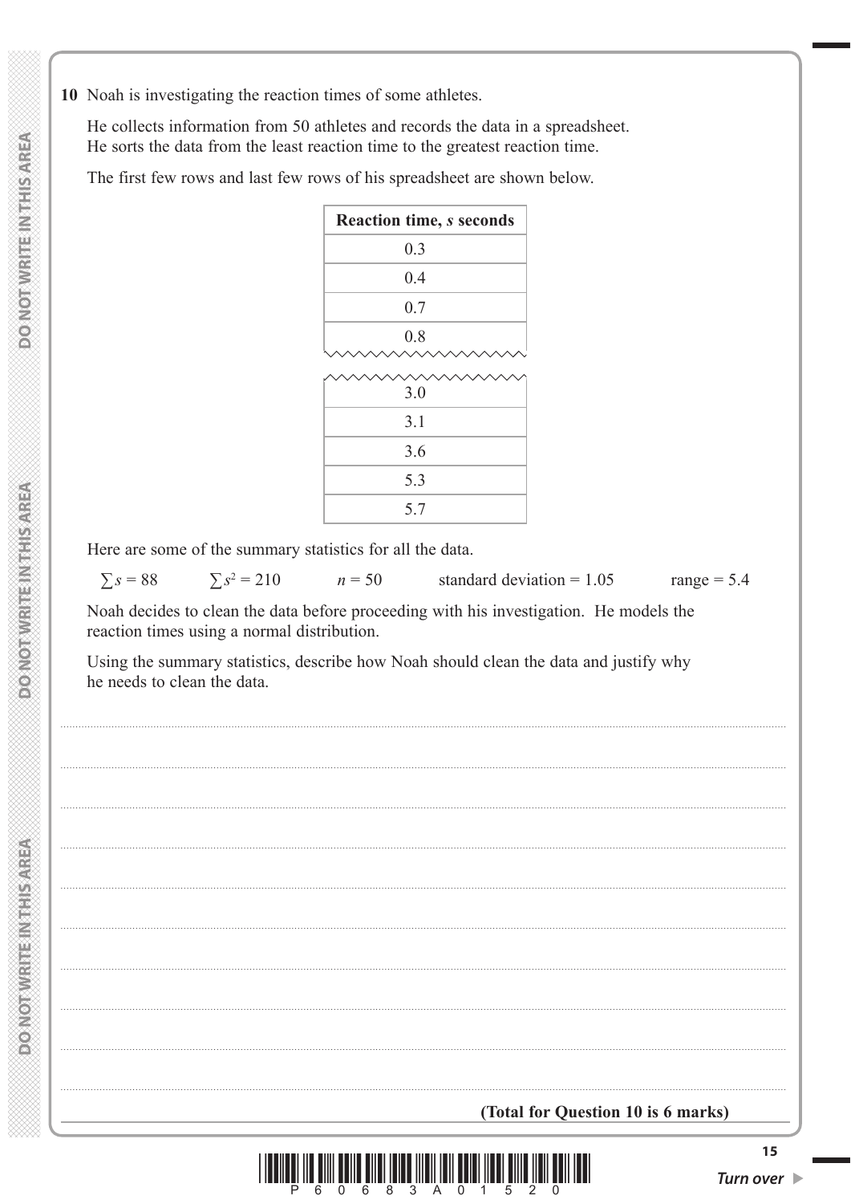**10** Noah is investigating the reaction times of some athletes.

He collects information from 50 athletes and records the data in a spreadsheet. He sorts the data from the least reaction time to the greatest reaction time.

The first few rows and last few rows of his spreadsheet are shown below.

| **Reaction time, *s* seconds** |
|---|
| 0.3 |
| 0.4 |
| 0.7 |
| 0.8 |
| ⋯ |
| 3.0 |
| 3.1 |
| 3.6 |
| 5.3 |
| 5.7 |

Here are some of the summary statistics for all the data.

$\sum s = 88$ $\quad$ $\sum s^2 = 210$ $\quad$ $n = 50$ $\quad$ standard deviation = 1.05 $\quad$ range = 5.4

Noah decides to clean the data before proceeding with his investigation. He models the reaction times using a normal distribution.

Using the summary statistics, describe how Noah should clean the data and justify why he needs to clean the data.

**(Total for Question 10 is 6 marks)**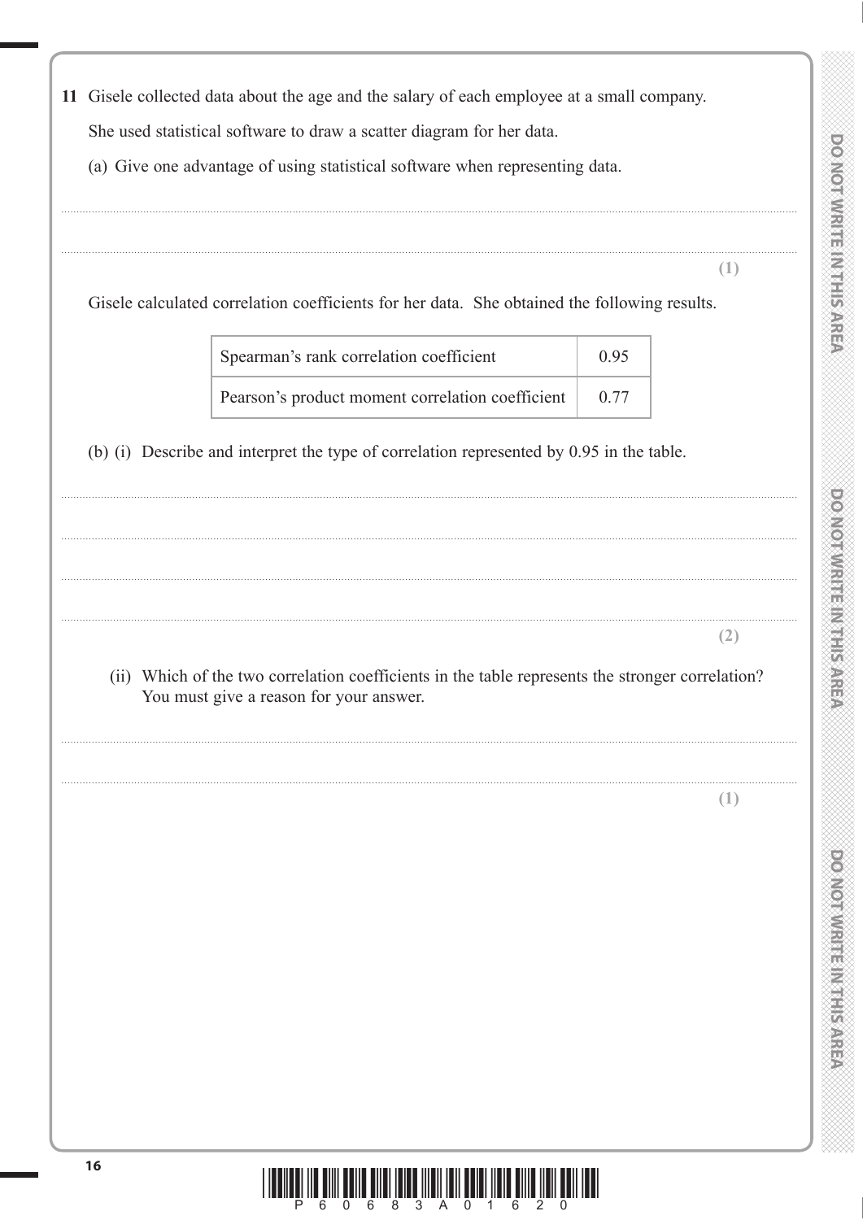**11** Gisele collected data about the age and the salary of each employee at a small company.

She used statistical software to draw a scatter diagram for her data.

(a) Give one advantage of using statistical software when representing data.

..............................................................................................................................................

..............................................................................................................................................

**(1)**

Gisele calculated correlation coefficients for her data. She obtained the following results.

| | |
|---|---|
| Spearman's rank correlation coefficient | 0.95 |
| Pearson's product moment correlation coefficient | 0.77 |

(b) (i) Describe and interpret the type of correlation represented by 0.95 in the table.

..............................................................................................................................................

..............................................................................................................................................

..............................................................................................................................................

..............................................................................................................................................

**(2)**

(ii) Which of the two correlation coefficients in the table represents the stronger correlation? You must give a reason for your answer.

..............................................................................................................................................

..............................................................................................................................................

**(1)**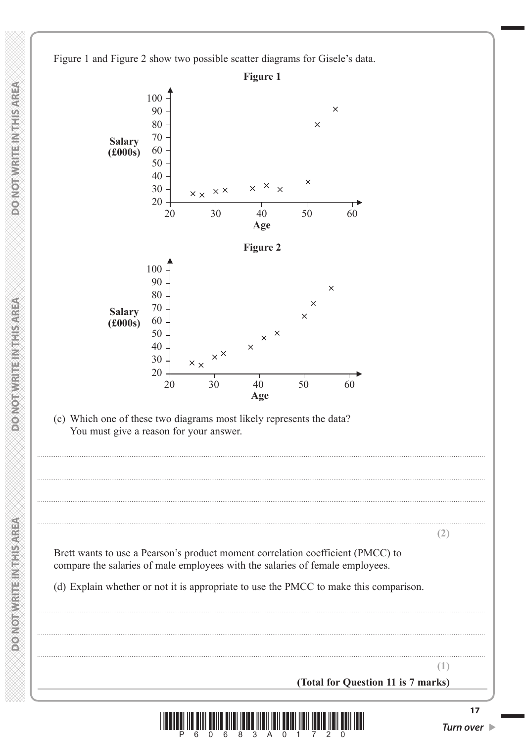Figure 1 and Figure 2 show two possible scatter diagrams for Gisele's data.

**Figure 1**

**Figure 2**

(c) Which one of these two diagrams most likely represents the data?
You must give a reason for your answer.

**(2)**

Brett wants to use a Pearson's product moment correlation coefficient (PMCC) to compare the salaries of male employees with the salaries of female employees.

(d) Explain whether or not it is appropriate to use the PMCC to make this comparison.

**(1)**

**(Total for Question 11 is 7 marks)**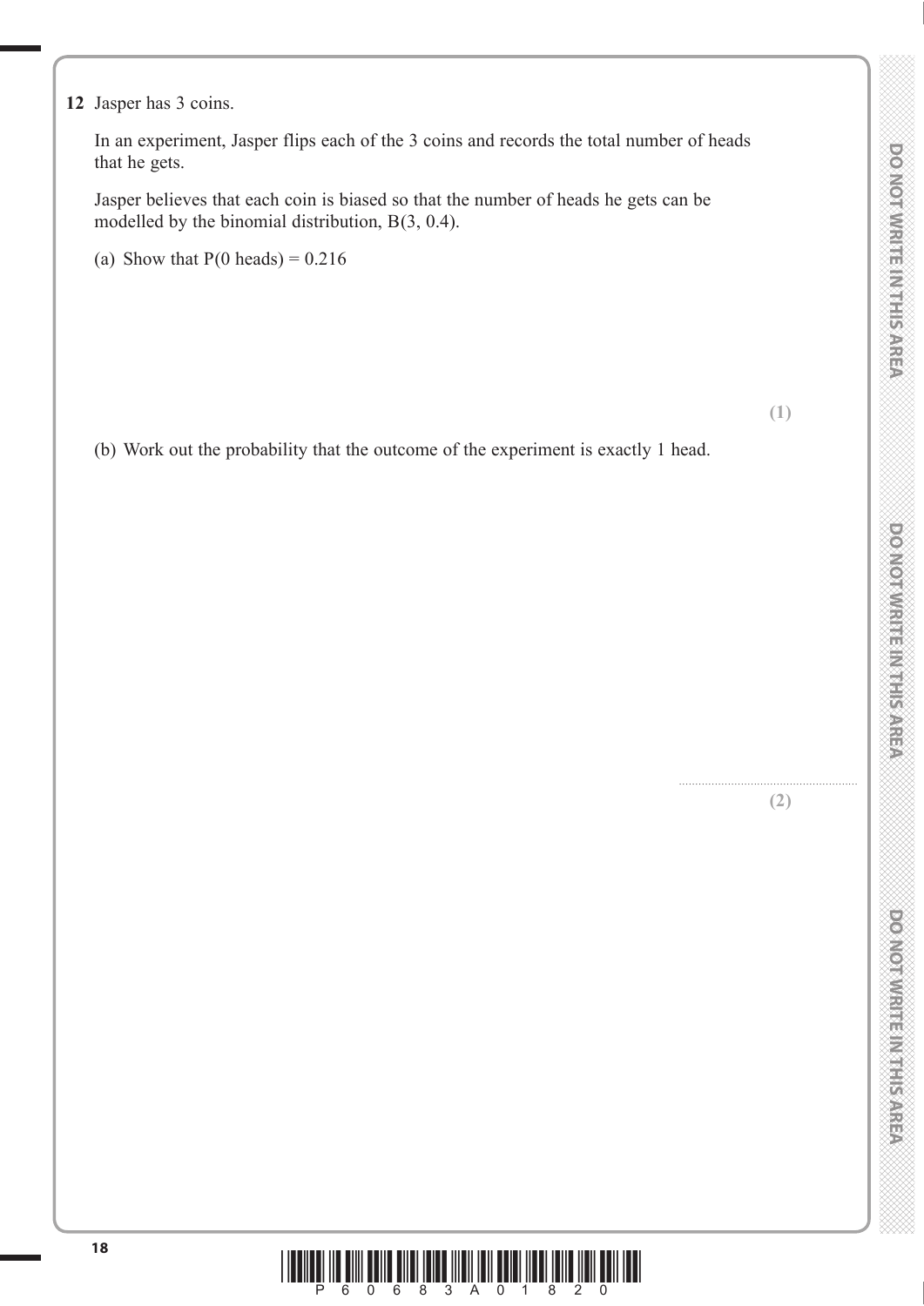**12** Jasper has 3 coins.

In an experiment, Jasper flips each of the 3 coins and records the total number of heads that he gets.

Jasper believes that each coin is biased so that the number of heads he gets can be modelled by the binomial distribution, B(3, 0.4).

(a) Show that P(0 heads) = 0.216

**(1)**

(b) Work out the probability that the outcome of the experiment is exactly 1 head.

..............................................

**(2)**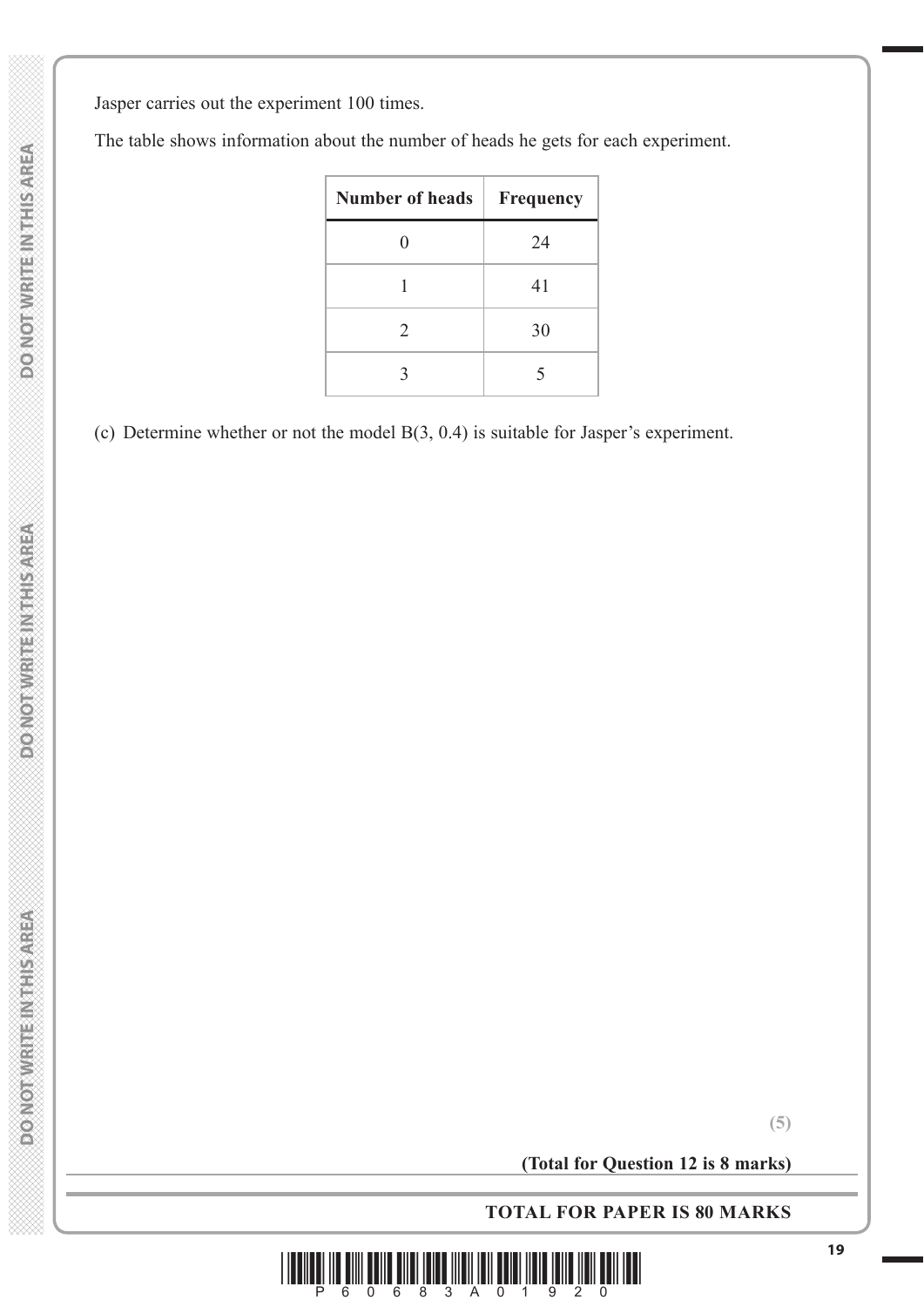Jasper carries out the experiment 100 times.

The table shows information about the number of heads he gets for each experiment.

| Number of heads | Frequency |
|---|---|
| 0 | 24 |
| 1 | 41 |
| 2 | 30 |
| 3 | 5 |

(c) Determine whether or not the model B(3, 0.4) is suitable for Jasper's experiment.

**(5)**

**(Total for Question 12 is 8 marks)**

**TOTAL FOR PAPER IS 80 MARKS**